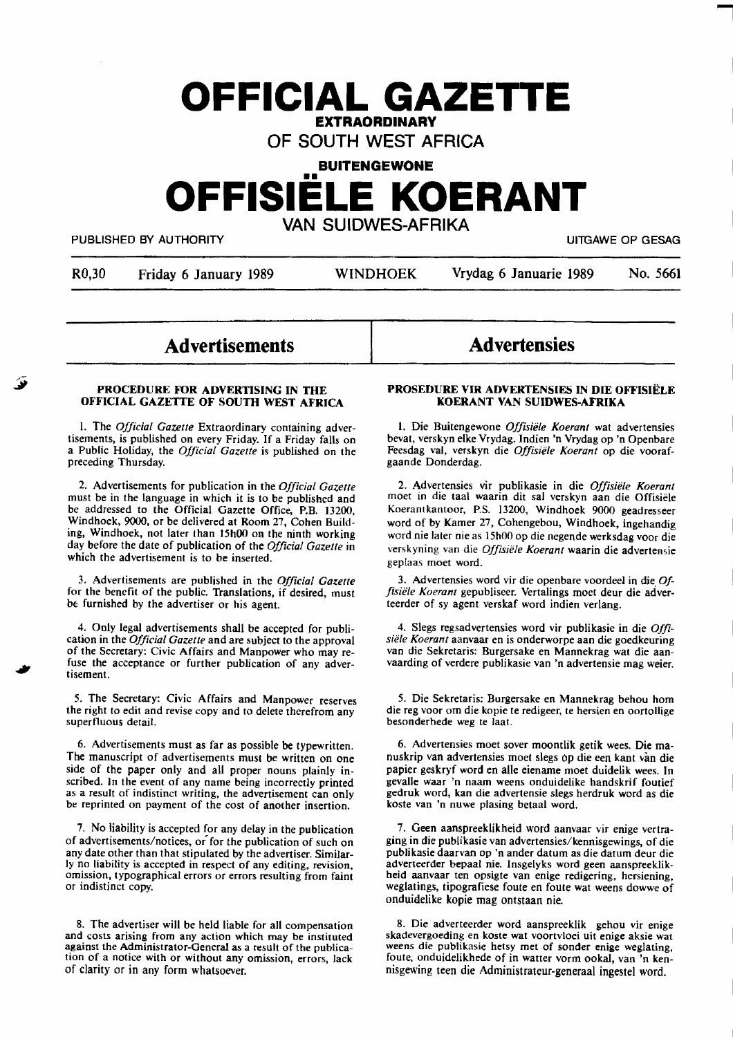# OFFICIAL GAZETTE

**EXTRAORDINARY**

OF SOUTH WEST AFRICA

**BUITENGEWONE**

# OFFISIËLE KOERANT

VAN SUIDWES-AFRIKA

PUBLISHED BY AUTHORITY — UITGAWE OP GESAG

| R0,30 | Friday 6 January 1989 | WINDHOEK | Vrydag 6 Januarie 1989 | No. 5661 |
|---|---|---|---|---|

## Advertisements

### PROCEDURE FOR ADVERTISING IN THE OFFICIAL GAZETTE OF SOUTH WEST AFRICA

1. The *Official Gazette* Extraordinary containing advertisements, is published on every Friday. If a Friday falls on a Public Holiday, the *Official Gazette* is published on the preceding Thursday.

2. Advertisements for publication in the *Official Gazette* must be in the language in which it is to be published and be addressed to the Official Gazette Office, P.B. 13200, Windhoek, 9000, or be delivered at Room 27, Cohen Building, Windhoek, not later than 15h00 on the ninth working day before the date of publication of the *Official Gazette* in which the advertisement is to be inserted.

3. Advertisements are published in the *Official Gazette* for the benefit of the public. Translations, if desired, must be furnished by the advertiser or his agent.

4. Only legal advertisements shall be accepted for publication in the *Official Gazette* and are subject to the approval of the Secretary: Civic Affairs and Manpower who may refuse the acceptance or further publication of any advertisement.

5. The Secretary: Civic Affairs and Manpower reserves the right to edit and revise copy and to delete therefrom any superfluous detail.

6. Advertisements must as far as possible be typewritten. The manuscript of advertisements must be written on one side of the paper only and all proper nouns plainly inscribed. In the event of any name being incorrectly printed as a result of indistinct writing, the advertisement can only be reprinted on payment of the cost of another insertion.

7. No liability is accepted for any delay in the publication of advertisements/notices, or for the publication of such on any date other than that stipulated by the advertiser. Similarly no liability is accepted in respect of any editing, revision, omission, typographical errors or errors resulting from faint or indistinct copy.

8. The advertiser will be held liable for all compensation and costs arising from any action which may be instituted against the Administrator-General as a result of the publication of a notice with or without any omission, errors, lack of clarity or in any form whatsoever.

## Advertensies

### PROSEDURE VIR ADVERTENSIES IN DIE OFFISIËLE KOERANT VAN SUIDWES-AFRIKA

1. Die Buitengewone *Offisiële Koerant* wat advertensies bevat, verskyn elke Vrydag. Indien 'n Vrydag op 'n Openbare Feesdag val, verskyn die *Offisiële Koerant* op die voorafgaande Donderdag.

2. Advertensies vir publikasie in die *Offisiële Koerant* moet in die taal waarin dit sal verskyn aan die Offisiële Koerantkantoor, P.S. 13200, Windhoek 9000 geadresseer word of by Kamer 27, Cohengebou, Windhoek, ingehandig word nie later nie as 15h00 op die negende werksdag voor die verskyning van die *Offisiële Koerant* waarin die advertensie geplaas moet word.

3. Advertensies word vir die openbare voordeel in die *Offisiële Koerant* gepubliseer. Vertalings moet deur die adverteerder of sy agent verskaf word indien verlang.

4. Slegs regsadvertensies word vir publikasie in die *Offisiële Koerant* aanvaar en is onderworpe aan die goedkeuring van die Sekretaris: Burgersake en Mannekrag wat die aanvaarding of verdere publikasie van 'n advertensie mag weier.

5. Die Sekretaris: Burgersake en Mannekrag behou hom die reg voor om die kopie te redigeer, te hersien en oortollige besonderhede weg te laat.

6. Advertensies moet sover moontlik getik wees. Die manuskrip van advertensies moet slegs op die een kant van die papier geskryf word en alle eiename moet duidelik wees. In gevalle waar 'n naam weens onduidelike handskrif foutief gedruk word, kan die advertensie slegs herdruk word as die koste van 'n nuwe plasing betaal word.

7. Geen aanspreeklikheid word aanvaar vir enige vertraging in die publikasie van advertensies/kennisgewings, of die publikasie daarvan op 'n ander datum as die datum deur die adverteerder bepaal nie. Insgelyks word geen aanspreeklikheid aanvaar ten opsigte van enige redigering, hersiening, weglatings, tipografiese foute en foute wat weens dowwe of onduidelike kopie mag ontstaan nie.

8. Die adverteerder word aanspreeklik gehou vir enige skadevergoeding en koste wat voortvloei uit enige aksie wat weens die publikasie hetsy met of sonder enige weglating, foute, onduidelikhede of in watter vorm ookal, van 'n kennisgewing teen die Administrateur-generaal ingestel word.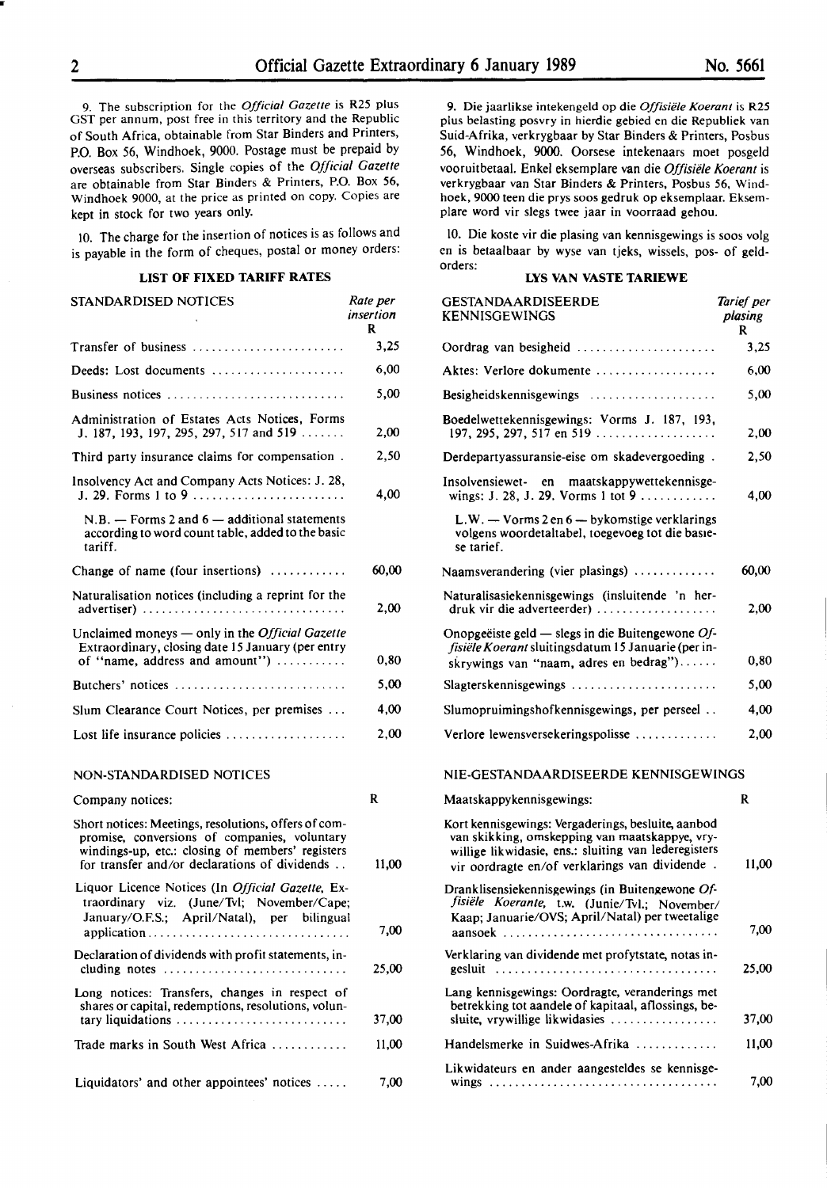9. The subscription for the *Official Gazette* is R25 plus GST per annum, post free in this territory and the Republic of South Africa, obtainable from Star Binders and Printers, P.O. Box 56, Windhoek, 9000. Postage must be prepaid by overseas subscribers. Single copies of the *Official Gazette* are obtainable from Star Binders & Printers, P.O. Box 56, Windhoek 9000, at the price as printed on copy. Copies are kept in stock for two years only.

10. The charge for the insertion of notices is as follows and is payable in the form of cheques, postal or money orders:

### LIST OF FIXED TARIFF RATES

| STANDARDISED NOTICES | Rate per insertion R |
|---|---|
| Transfer of business | 3,25 |
| Deeds: Lost documents | 6,00 |
| Business notices | 5,00 |
| Administration of Estates Acts Notices, Forms J. 187, 193, 197, 295, 297, 517 and 519 | 2,00 |
| Third party insurance claims for compensation | 2,50 |
| Insolvency Act and Company Acts Notices: J. 28, J. 29. Forms 1 to 9 | 4,00 |
| N.B. — Forms 2 and 6 — additional statements according to word count table, added to the basic tariff. | |
| Change of name (four insertions) | 60,00 |
| Naturalisation notices (including a reprint for the advertiser) | 2,00 |
| Unclaimed moneys — only in the *Official Gazette* Extraordinary, closing date 15 January (per entry of "name, address and amount") | 0,80 |
| Butchers' notices | 5,00 |
| Slum Clearance Court Notices, per premises | 4,00 |
| Lost life insurance policies | 2,00 |

| NON-STANDARDISED NOTICES | |
|---|---|
| Company notices: | R |
| Short notices: Meetings, resolutions, offers of compromise, conversions of companies, voluntary windings-up, etc.: closing of members' registers for transfer and/or declarations of dividends | 11,00 |
| Liquor Licence Notices (In *Official Gazette*, Extraordinary viz. (June/Tvl; November/Cape; January/O.F.S.; April/Natal), per bilingual application | 7,00 |
| Declaration of dividends with profit statements, including notes | 25,00 |
| Long notices: Transfers, changes in respect of shares or capital, redemptions, resolutions, voluntary liquidations | 37,00 |
| Trade marks in South West Africa | 11,00 |
| Liquidators' and other appointees' notices | 7,00 |

9. Die jaarlikse intekengeld op die *Offisiële Koerant* is R25 plus belasting posvry in hierdie gebied en die Republiek van Suid-Afrika, verkrygbaar by Star Binders & Printers, Posbus 56, Windhoek, 9000. Oorsese intekenaars moet posgeld vooruitbetaal. Enkel eksemplare van die *Offisiële Koerant* is verkrygbaar van Star Binders & Printers, Posbus 56, Windhoek, 9000 teen die prys soos gedruk op eksemplaar. Eksemplare word vir slegs twee jaar in voorraad gehou.

10. Die koste vir die plasing van kennisgewings is soos volg en is betaalbaar by wyse van tjeks, wissels, pos- of geldorders:

### LYS VAN VASTE TARIEWE

| GESTANDAARDISEERDE KENNISGEWINGS | Tarief per plasing R |
|---|---|
| Oordrag van besigheid | 3,25 |
| Aktes: Verlore dokumente | 6,00 |
| Besigheidskennisgewings | 5,00 |
| Boedelwettekennisgewings: Vorms J. 187, 193, 197, 295, 297, 517 en 519 | 2,00 |
| Derdepartyassuransie-eise om skadevergoeding | 2,50 |
| Insolvensiewet- en maatskappywettekennisgewings: J. 28, J. 29. Vorms 1 tot 9 | 4,00 |
| L.W. — Vorms 2 en 6 — bykomstige verklarings volgens woordetaltabel, toegevoeg tot die basiese tarief. | |
| Naamsverandering (vier plasings) | 60,00 |
| Naturalisasiekennisgewings (insluitende 'n herdruk vir die adverteerder) | 2,00 |
| Onopgeëiste geld — slegs in die Buitengewone *Offisiële Koerant* sluitingsdatum 15 Januarie (per inskrywings van "naam, adres en bedrag") | 0,80 |
| Slagterskennisgewings | 5,00 |
| Slumopruimingshofkennisgewings, per perseel | 4,00 |
| Verlore lewensversekeringspolisse | 2,00 |

| NIE-GESTANDAARDISEERDE KENNISGEWINGS | |
|---|---|
| Maatskappykennisgewings: | R |
| Kort kennisgewings: Vergaderings, besluite, aanbod van skikking, omskepping van maatskappye, vrywillige likwidasie, ens.: sluiting van lederegisters vir oordragte en/of verklarings van dividende | 11,00 |
| Dranklisensiekennisgewings (in Buitengewone *Offisiële Koerante*, t.w. (Junie/Tvl.; November/Kaap; Januarie/OVS; April/Natal) per tweetalige aansoek | 7,00 |
| Verklaring van dividende met profytstate, notas ingesluit | 25,00 |
| Lang kennisgewings: Oordragte, veranderings met betrekking tot aandele of kapitaal, aflossings, besluite, vrywillige likwidasies | 37,00 |
| Handelsmerke in Suidwes-Afrika | 11,00 |
| Likwidateurs en ander aangesteldes se kennisgewings | 7,00 |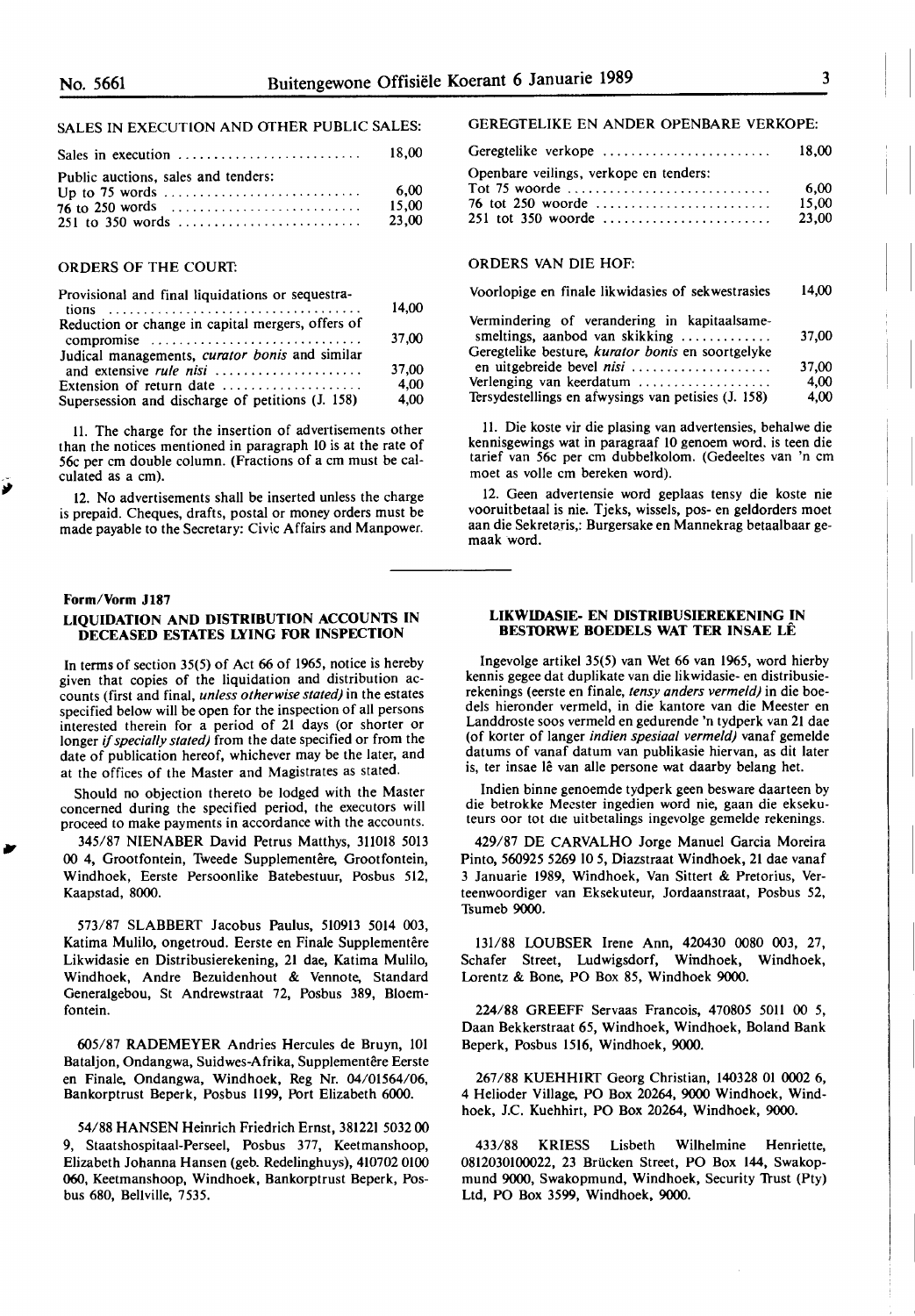SALES IN EXECUTION AND OTHER PUBLIC SALES:

| | |
|---|---|
| Sales in execution | 18,00 |
| Public auctions, sales and tenders: | |
| Up to 75 words | 6,00 |
| 76 to 250 words | 15,00 |
| 251 to 350 words | 23,00 |

ORDERS OF THE COURT:

| | |
|---|---|
| Provisional and final liquidations or sequestrations | 14,00 |
| Reduction or change in capital mergers, offers of compromise | 37,00 |
| Judical managements, *curator bonis* and similar and extensive *rule nisi* | 37,00 |
| Extension of return date | 4,00 |
| Supersession and discharge of petitions (J. 158) | 4,00 |

11. The charge for the insertion of advertisements other than the notices mentioned in paragraph 10 is at the rate of 56c per cm double column. (Fractions of a cm must be calculated as a cm).

12. No advertisements shall be inserted unless the charge is prepaid. Cheques, drafts, postal or money orders must be made payable to the Secretary: Civic Affairs and Manpower.

GEREGTELIKE EN ANDER OPENBARE VERKOPE:

| | |
|---|---|
| Geregtelike verkope | 18,00 |
| Openbare veilings, verkope en tenders: | |
| Tot 75 woorde | 6,00 |
| 76 tot 250 woorde | 15,00 |
| 251 tot 350 woorde | 23,00 |

ORDERS VAN DIE HOF:

| | |
|---|---|
| Voorlopige en finale likwidasies of sekwestrasies | 14,00 |
| Vermindering of verandering in kapitaalsamesmeltings, aanbod van skikking | 37,00 |
| Geregtelike besture, *kurator bonis* en soortgelyke en uitgebreide bevel *nisi* | 37,00 |
| Verlenging van keerdatum | 4,00 |
| Tersydestellings en afwysings van petisies (J. 158) | 4,00 |

11. Die koste vir die plasing van advertensies, behalwe die kennisgewings wat in paragraaf 10 genoem word, is teen die tarief van 56c per cm dubbelkolom. (Gedeeltes van 'n cm moet as volle cm bereken word).

12. Geen advertensie word geplaas tensy die koste nie vooruitbetaal is nie. Tjeks, wissels, pos- en geldorders moet aan die Sekretaris,: Burgersake en Mannekrag betaalbaar gemaak word.

---

**Form/Vorm J187**

## LIQUIDATION AND DISTRIBUTION ACCOUNTS IN DECEASED ESTATES LYING FOR INSPECTION

In terms of section 35(5) of Act 66 of 1965, notice is hereby given that copies of the liquidation and distribution accounts (first and final, *unless otherwise stated)* in the estates specified below will be open for the inspection of all persons interested therein for a period of 21 days (or shorter or longer *if specially stated)* from the date specified or from the date of publication hereof, whichever may be the later, and at the offices of the Master and Magistrates as stated.

Should no objection thereto be lodged with the Master concerned during the specified period, the executors will proceed to make payments in accordance with the accounts.

345/87 NIENABER David Petrus Matthys, 311018 5013 00 4, Grootfontein, Tweede Supplementêre, Grootfontein, Windhoek, Eerste Persoonlike Batebestuur, Posbus 512, Kaapstad, 8000.

573/87 SLABBERT Jacobus Paulus, 510913 5014 003, Katima Mulilo, ongetroud. Eerste en Finale Supplementêre Likwidasie en Distribusierekening, 21 dae, Katima Mulilo, Windhoek, Andre Bezuidenhout & Vennote, Standard Generalgebou, St Andrewstraat 72, Posbus 389, Bloemfontein.

605/87 RADEMEYER Andries Hercules de Bruyn, 101 Bataljon, Ondangwa, Suidwes-Afrika, Supplementêre Eerste en Finale, Ondangwa, Windhoek, Reg Nr. 04/01564/06, Bankorptrust Beperk, Posbus 1199, Port Elizabeth 6000.

54/88 HANSEN Heinrich Friedrich Ernst, 381221 5032 00 9, Staatshospitaal-Perseel, Posbus 377, Keetmanshoop, Elizabeth Johanna Hansen (geb. Redelinghuys), 410702 0100 060, Keetmanshoop, Windhoek, Bankorptrust Beperk, Posbus 680, Bellville, 7535.

## LIKWIDASIE- EN DISTRIBUSIEREKENING IN BESTORWE BOEDELS WAT TER INSAE LÊ

Ingevolge artikel 35(5) van Wet 66 van 1965, word hierby kennis gegee dat duplikate van die likwidasie- en distribusierekenings (eerste en finale, *tensy anders vermeld)* in die boedels hieronder vermeld, in die kantore van die Meester en Landdroste soos vermeld en gedurende 'n tydperk van 21 dae (of korter of langer *indien spesiaal vermeld)* vanaf gemelde datums of vanaf datum van publikasie hiervan, as dit later is, ter insae lê van alle persone wat daarby belang het.

Indien binne genoemde tydperk geen besware daarteen by die betrokke Meester ingedien word nie, gaan die eksekuteurs oor tot die uitbetalings ingevolge gemelde rekenings.

429/87 DE CARVALHO Jorge Manuel Garcia Moreira Pinto, 560925 5269 10 5, Diazstraat Windhoek, 21 dae vanaf 3 Januarie 1989, Windhoek, Van Sittert & Pretorius, Verteenwoordiger van Eksekuteur, Jordaanstraat, Posbus 52, Tsumeb 9000.

131/88 LOUBSER Irene Ann, 420430 0080 003, 27, Schafer Street, Ludwigsdorf, Windhoek, Windhoek, Lorentz & Bone, PO Box 85, Windhoek 9000.

224/88 GREEFF Servaas Francois, 470805 5011 00 5, Daan Bekkerstraat 65, Windhoek, Windhoek, Boland Bank Beperk, Posbus 1516, Windhoek, 9000.

267/88 KUEHHIRT Georg Christian, 140328 01 0002 6, 4 Helioder Village, PO Box 20264, 9000 Windhoek, Windhoek, J.C. Kuehhirt, PO Box 20264, Windhoek, 9000.

433/88 KRIESS Lisbeth Wilhelmine Henriette, 0812030100022, 23 Brücken Street, PO Box 144, Swakopmund 9000, Swakopmund, Windhoek, Security Trust (Pty) Ltd, PO Box 3599, Windhoek, 9000.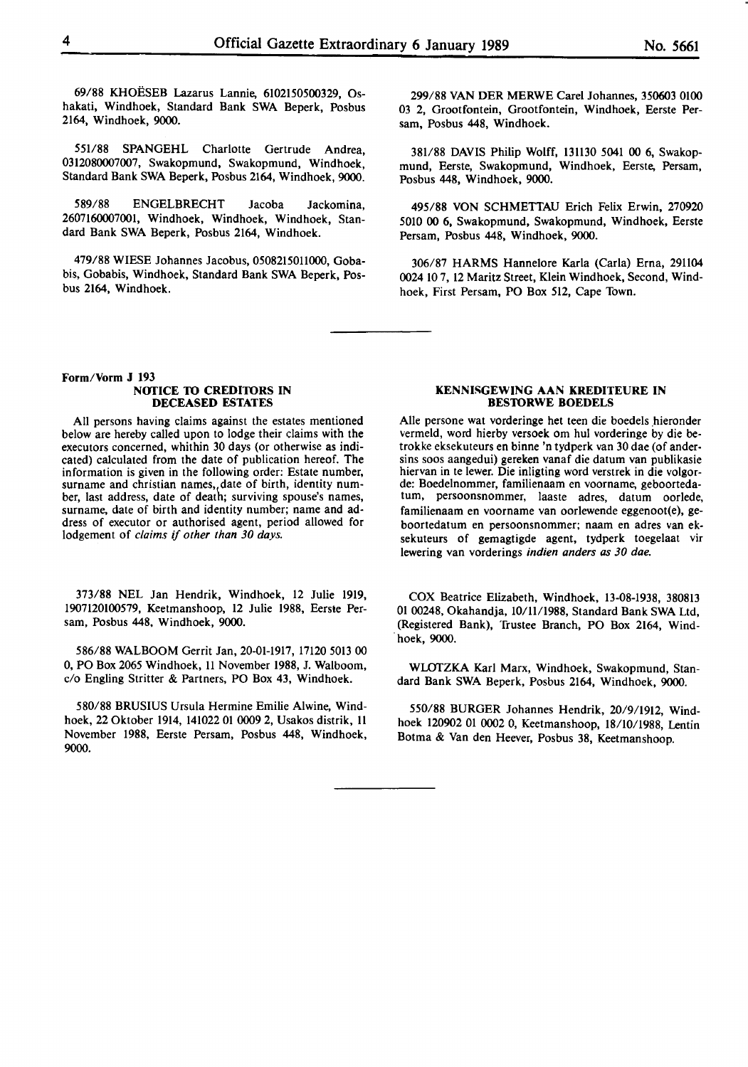69/88 KHOËSEB Lazarus Lannie, 6102150500329, Oshakati, Windhoek, Standard Bank SWA Beperk, Posbus 2164, Windhoek, 9000.

551/88 SPANGEHL Charlotte Gertrude Andrea, 0312080007007, Swakopmund, Swakopmund, Windhoek, Standard Bank SWA Beperk, Posbus 2164, Windhoek, 9000.

589/88 ENGELBRECHT Jacoba Jackomina, 2607160007001, Windhoek, Windhoek, Windhoek, Standard Bank SWA Beperk, Posbus 2164, Windhoek.

479/88 WIESE Johannes Jacobus, 0508215011000, Gobabis, Gobabis, Windhoek, Standard Bank SWA Beperk, Posbus 2164, Windhoek.

299/88 VAN DER MERWE Carel Johannes, 350603 0100 03 2, Grootfontein, Grootfontein, Windhoek, Eerste Persam, Posbus 448, Windhoek.

381/88 DAVIS Philip Wolff, 131130 5041 00 6, Swakopmund, Eerste, Swakopmund, Windhoek, Eerste, Persam, Posbus 448, Windhoek, 9000.

495/88 VON SCHMETTAU Erich Felix Erwin, 270920 5010 00 6, Swakopmund, Swakopmund, Windhoek, Eerste Persam, Posbus 448, Windhoek, 9000.

306/87 HARMS Hannelore Karla (Carla) Erna, 291104 0024 10 7, 12 Maritz Street, Klein Windhoek, Second, Windhoek, First Persam, PO Box 512, Cape Town.

---

**Form/Vorm J 193**

### NOTICE TO CREDITORS IN DECEASED ESTATES

All persons having claims against the estates mentioned below are hereby called upon to lodge their claims with the executors concerned, whithin 30 days (or otherwise as indicated) calculated from the date of publication hereof. The information is given in the following order: Estate number, surname and christian names,,date of birth, identity number, last address, date of death; surviving spouse's names, surname, date of birth and identity number; name and address of executor or authorised agent, period allowed for lodgement of *claims if other than 30 days.*

### KENNISGEWING AAN KREDITEURE IN BESTORWE BOEDELS

Alle persone wat vorderinge het teen die boedels hieronder vermeld, word hierby versoek om hul vorderinge by die betrokke eksekuteurs en binne 'n tydperk van 30 dae (of andersins soos aangedui) gereken vanaf die datum van publikasie hiervan in te lewer. Die inligting word verstrek in die volgorde: Boedelnommer, familienaam en voorname, geboortedatum, persoonsnommer, laaste adres, datum oorlede, familienaam en voorname van oorlewende eggenoot(e), geboortedatum en persoonsnommer; naam en adres van eksekuteurs of gemagtigde agent, tydperk toegelaat vir lewering van vorderings *indien anders as 30 dae.*

373/88 NEL Jan Hendrik, Windhoek, 12 Julie 1919, 1907120100579, Keetmanshoop, 12 Julie 1988, Eerste Persam, Posbus 448, Windhoek, 9000.

586/88 WALBOOM Gerrit Jan, 20-01-1917, 17120 5013 00 0, PO Box 2065 Windhoek, 11 November 1988, J. Walboom, c/o Engling Stritter & Partners, PO Box 43, Windhoek.

580/88 BRUSIUS Ursula Hermine Emilie Alwine, Windhoek, 22 Oktober 1914, 141022 01 0009 2, Usakos distrik, 11 November 1988, Eerste Persam, Posbus 448, Windhoek, 9000.

COX Beatrice Elizabeth, Windhoek, 13-08-1938, 380813 01 00248, Okahandja, 10/11/1988, Standard Bank SWA Ltd, (Registered Bank), Trustee Branch, PO Box 2164, Windhoek, 9000.

WLOTZKA Karl Marx, Windhoek, Swakopmund, Standard Bank SWA Beperk, Posbus 2164, Windhoek, 9000.

550/88 BURGER Johannes Hendrik, 20/9/1912, Windhoek 120902 01 0002 0, Keetmanshoop, 18/10/1988, Lentin Botma & Van den Heever, Posbus 38, Keetmanshoop.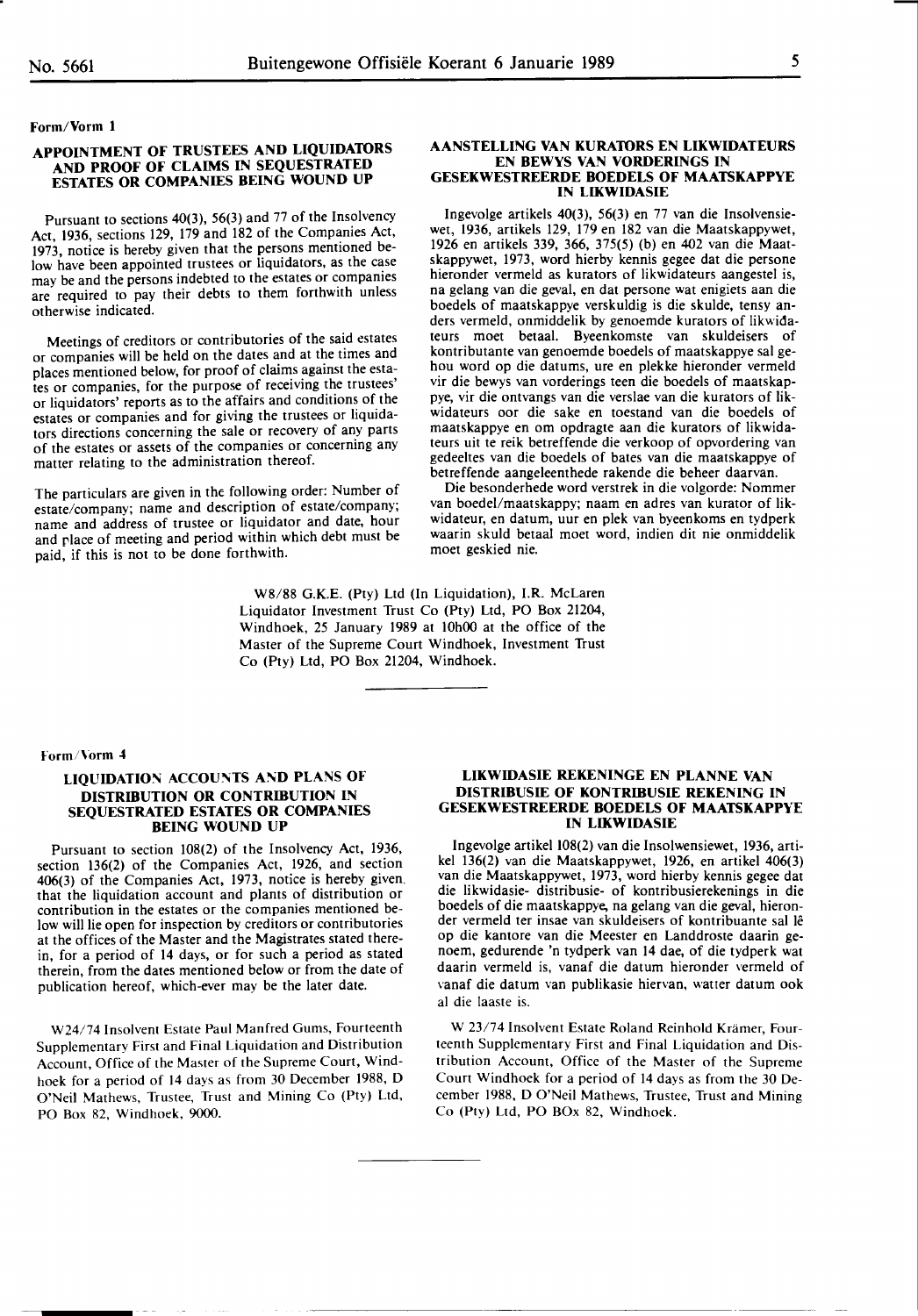Form/Vorm 1

## APPOINTMENT OF TRUSTEES AND LIQUIDATORS AND PROOF OF CLAIMS IN SEQUESTRATED ESTATES OR COMPANIES BEING WOUND UP

Pursuant to sections 40(3), 56(3) and 77 of the Insolvency Act, 1936, sections 129, 179 and 182 of the Companies Act, 1973, notice is hereby given that the persons mentioned below have been appointed trustees or liquidators, as the case may be and the persons indebted to the estates or companies are required to pay their debts to them forthwith unless otherwise indicated.

Meetings of creditors or contributories of the said estates or companies will be held on the dates and at the times and places mentioned below, for proof of claims against the estates or companies, for the purpose of receiving the trustees' or liquidators' reports as to the affairs and conditions of the estates or companies and for giving the trustees or liquidators directions concerning the sale or recovery of any parts of the estates or assets of the companies or concerning any matter relating to the administration thereof.

The particulars are given in the following order: Number of estate/company; name and description of estate/company; name and address of trustee or liquidator and date, hour and place of meeting and period within which debt must be paid, if this is not to be done forthwith.

## AANSTELLING VAN KURATORS EN LIKWIDATEURS EN BEWYS VAN VORDERINGS IN GESEKWESTREERDE BOEDELS OF MAATSKAPPYE IN LIKWIDASIE

Ingevolge artikels 40(3), 56(3) en 77 van die Insolvensiewet, 1936, artikels 129, 179 en 182 van die Maatskappywet, 1926 en artikels 339, 366, 375(5) (b) en 402 van die Maatskappywet, 1973, word hierby kennis gegee dat die persone hieronder vermeld as kurators of likwidateurs aangestel is, na gelang van die geval, en dat persone wat enigiets aan die boedels of maatskappye verskuldig is die skulde, tensy anders vermeld, onmiddelik by genoemde kurators of likwidateurs moet betaal. Byeenkomste van skuldeisers of kontributante van genoemde boedels of maatskappye sal gehou word op die datums, ure en plekke hieronder vermeld vir die bewys van vorderings teen die boedels of maatskappye, vir die ontvangs van die verslae van die kurators of likwidateurs oor die sake en toestand van die boedels of maatskappye en om opdragte aan die kurators of likwidateurs uit te reik betreffende die verkoop of opvordering van gedeeltes van die boedels of bates van die maatskappye of betreffende aangeleenthede rakende die beheer daarvan.

Die besonderhede word verstrek in die volgorde: Nommer van boedel/maatskappy; naam en adres van kurator of likwidateur, en datum, uur en plek van byeenkoms en tydperk waarin skuld betaal moet word, indien dit nie onmiddelik moet geskied nie.

W8/88 G.K.E. (Pty) Ltd (In Liquidation), I.R. McLaren Liquidator Investment Trust Co (Pty) Ltd, PO Box 21204, Windhoek, 25 January 1989 at 10h00 at the office of the Master of the Supreme Court Windhoek, Investment Trust Co (Pty) Ltd, PO Box 21204, Windhoek.

---

Form/Vorm 4

## LIQUIDATION ACCOUNTS AND PLANS OF DISTRIBUTION OR CONTRIBUTION IN SEQUESTRATED ESTATES OR COMPANIES BEING WOUND UP

Pursuant to section 108(2) of the Insolvency Act, 1936, section 136(2) of the Companies Act, 1926, and section 406(3) of the Companies Act, 1973, notice is hereby given that the liquidation account and plants of distribution or contribution in the estates or the companies mentioned below will lie open for inspection by creditors or contributories at the offices of the Master and the Magistrates stated therein, for a period of 14 days, or for such a period as stated therein, from the dates mentioned below or from the date of publication hereof, which-ever may be the later date.

W24/74 Insolvent Estate Paul Manfred Gums, Fourteenth Supplementary First and Final Liquidation and Distribution Account, Office of the Master of the Supreme Court, Windhoek for a period of 14 days as from 30 December 1988, D O'Neil Mathews, Trustee, Trust and Mining Co (Pty) Ltd, PO Box 82, Windhoek, 9000.

## LIKWIDASIE REKENINGE EN PLANNE VAN DISTRIBUSIE OF KONTRIBUSIE REKENING IN GESEKWESTREERDE BOEDELS OF MAATSKAPPYE IN LIKWIDASIE

Ingevolge artikel 108(2) van die Insolwensiewet, 1936, artikel 136(2) van die Maatskappywet, 1926, en artikel 406(3) van die Maatskappywet, 1973, word hierby kennis gegee dat die likwidasie- distribusie- of kontribusierekenings in die boedels of die maatskappye, na gelang van die geval, hieronder vermeld ter insae van skuldeisers of kontribuante sal lê op die kantore van die Meester en Landdroste daarin genoem, gedurende 'n tydperk van 14 dae, of die tydperk wat daarin vermeld is, vanaf die datum hieronder vermeld of vanaf die datum van publikasie hiervan, watter datum ook al die laaste is.

W 23/74 Insolvent Estate Roland Reinhold Krämer, Fourteenth Supplementary First and Final Liquidation and Distribution Account, Office of the Master of the Supreme Court Windhoek for a period of 14 days as from the 30 December 1988, D O'Neil Mathews, Trustee, Trust and Mining Co (Pty) Ltd, PO BOx 82, Windhoek.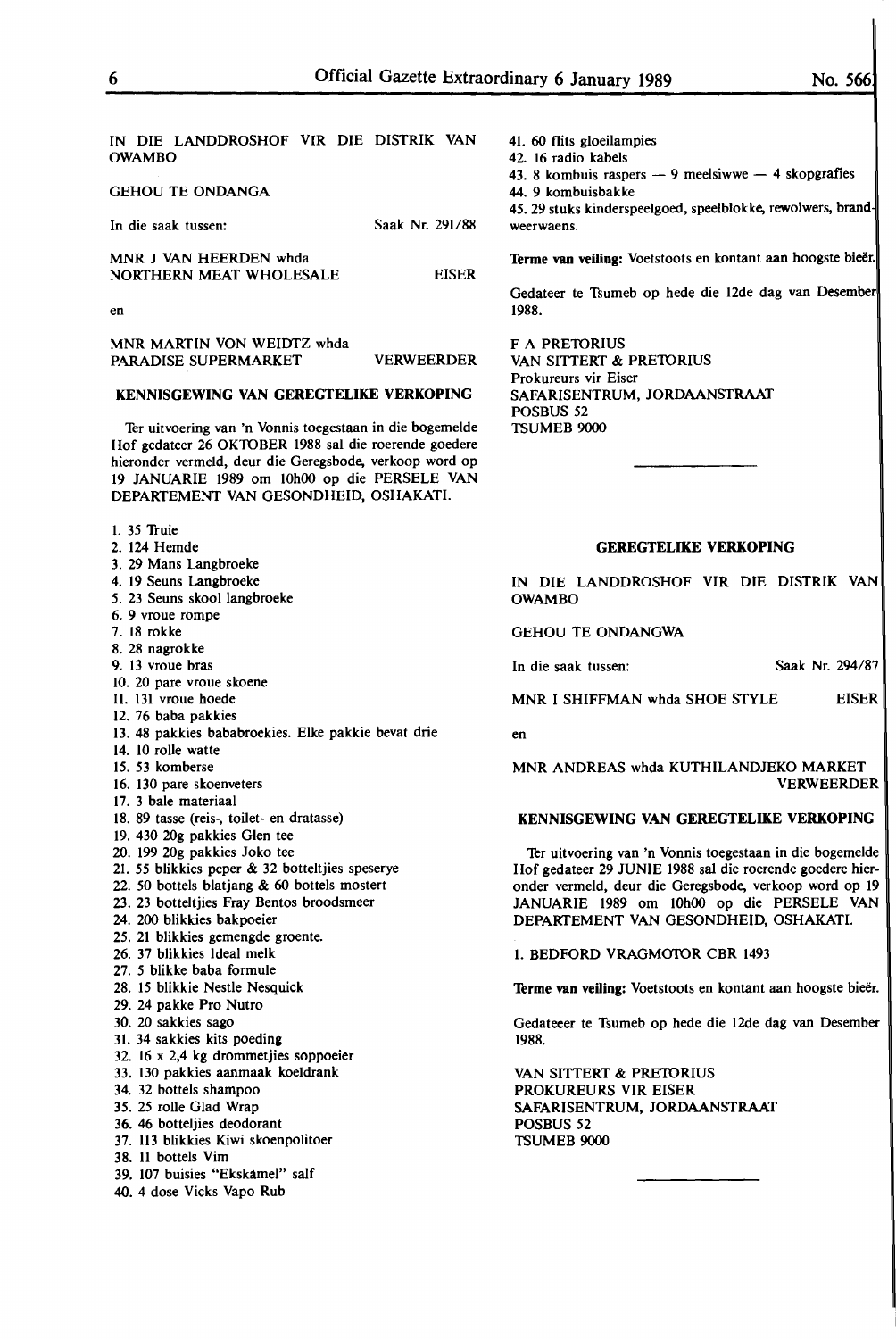IN DIE LANDDROSHOF VIR DIE DISTRIK VAN OWAMBO

GEHOU TE ONDANGA

In die saak tussen: Saak Nr. 291/88

MNR J VAN HEERDEN whda NORTHERN MEAT WHOLESALE EISER

en

MNR MARTIN VON WEIDTZ whda PARADISE SUPERMARKET VERWEERDER

**KENNISGEWING VAN GEREGTELIKE VERKOPING**

Ter uitvoering van 'n Vonnis toegestaan in die bogemelde Hof gedateer 26 OKTOBER 1988 sal die roerende goedere hieronder vermeld, deur die Geregsbode, verkoop word op 19 JANUARIE 1989 om 10h00 op die PERSELE VAN DEPARTEMENT VAN GESONDHEID, OSHAKATI.

1. 35 Truie
2. 124 Hemde
3. 29 Mans Langbroeke
4. 19 Seuns Langbroeke
5. 23 Seuns skool langbroeke
6. 9 vroue rompe
7. 18 rokke
8. 28 nagrokke
9. 13 vroue bras
10. 20 pare vroue skoene
11. 131 vroue hoede
12. 76 baba pakkies
13. 48 pakkies bababroekies. Elke pakkie bevat drie
14. 10 rolle watte
15. 53 komberse
16. 130 pare skoenveters
17. 3 bale materiaal
18. 89 tasse (reis-, toilet- en dratasse)
19. 430 20g pakkies Glen tee
20. 199 20g pakkies Joko tee
21. 55 blikkies peper & 32 botteltjies speserye
22. 50 bottels blatjang & 60 bottels mostert
23. 23 botteltjies Fray Bentos broodsmeer
24. 200 blikkies bakpoeier
25. 21 blikkies gemengde groente.
26. 37 blikkies Ideal melk
27. 5 blikke baba formule
28. 15 blikkie Nestle Nesquick
29. 24 pakke Pro Nutro
30. 20 sakkies sago
31. 34 sakkies kits poeding
32. 16 x 2,4 kg drommetjies soppoeier
33. 130 pakkies aanmaak koeldrank
34. 32 bottels shampoo
35. 25 rolle Glad Wrap
36. 46 botteljies deodorant
37. 113 blikkies Kiwi skoenpolitoer
38. 11 bottels Vim
39. 107 buisies "Ekskamel" salf
40. 4 dose Vicks Vapo Rub
41. 60 flits gloeilampies
42. 16 radio kabels
43. 8 kombuis raspers — 9 meelsiwwe — 4 skopgrafies
44. 9 kombuisbakke
45. 29 stuks kinderspeelgoed, speelblokke, rewolwers, brandweerwaens.

**Terme van veiling:** Voetstoots en kontant aan hoogste bieër.

Gedateer te Tsumeb op hede die 12de dag van Desember 1988.

F A PRETORIUS
VAN SITTERT & PRETORIUS
Prokureurs vir Eiser
SAFARISENTRUM, JORDAANSTRAAT
POSBUS 52
TSUMEB 9000

---

**GEREGTELIKE VERKOPING**

IN DIE LANDDROSHOF VIR DIE DISTRIK VAN OWAMBO

GEHOU TE ONDANGWA

In die saak tussen: Saak Nr. 294/87

MNR I SHIFFMAN whda SHOE STYLE EISER

en

MNR ANDREAS whda KUTHILANDJEKO MARKET VERWEERDER

**KENNISGEWING VAN GEREGTELIKE VERKOPING**

Ter uitvoering van 'n Vonnis toegestaan in die bogemelde Hof gedateer 29 JUNIE 1988 sal die roerende goedere hieronder vermeld, deur die Geregsbode, verkoop word op 19 JANUARIE 1989 om 10h00 op die PERSELE VAN DEPARTEMENT VAN GESONDHEID, OSHAKATI.

1. BEDFORD VRAGMOTOR CBR 1493

**Terme van veiling:** Voetstoots en kontant aan hoogste bieër.

Gedateeer te Tsumeb op hede die 12de dag van Desember 1988.

VAN SITTERT & PRETORIUS
PROKUREURS VIR EISER
SAFARISENTRUM, JORDAANSTRAAT
POSBUS 52
TSUMEB 9000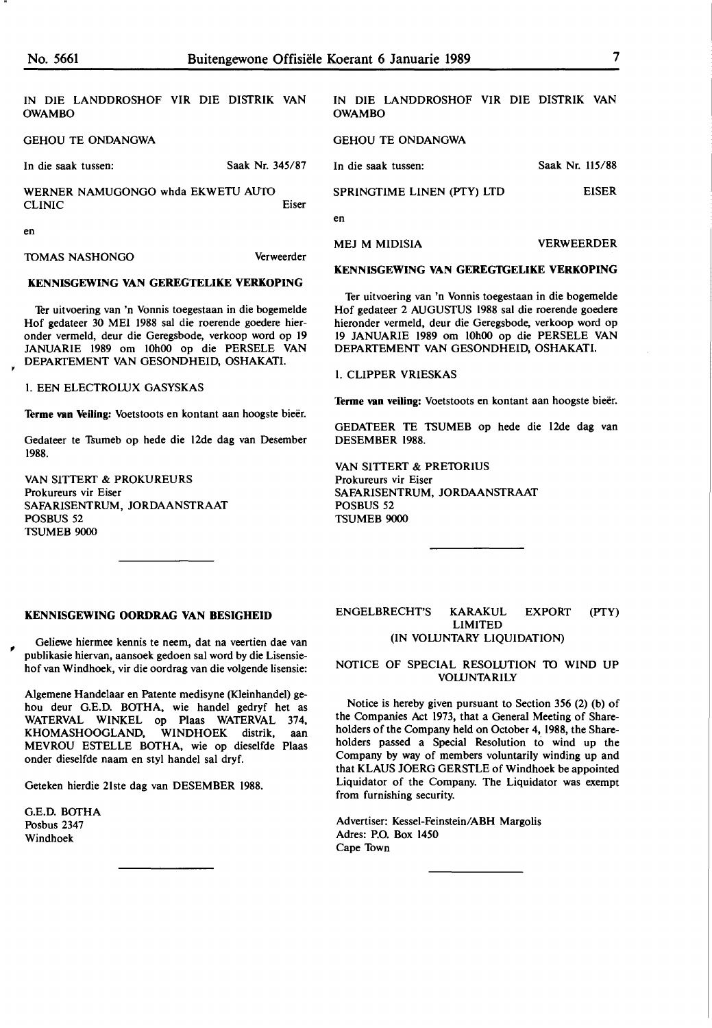IN DIE LANDDROSHOF VIR DIE DISTRIK VAN OWAMBO

GEHOU TE ONDANGWA

In die saak tussen: Saak Nr. 345/87

WERNER NAMUGONGO whda EKWETU AUTO CLINIC Eiser

en

TOMAS NASHONGO Verweerder

**KENNISGEWING VAN GEREGTELIKE VERKOPING**

Ter uitvoering van 'n Vonnis toegestaan in die bogemelde Hof gedateer 30 MEI 1988 sal die roerende goedere hieronder vermeld, deur die Geregsbode, verkoop word op 19 JANUARIE 1989 om 10h00 op die PERSELE VAN DEPARTEMENT VAN GESONDHEID, OSHAKATI.

1. EEN ELECTROLUX GASYSKAS

**Terme van Veiling:** Voetstoots en kontant aan hoogste bieër.

Gedateer te Tsumeb op hede die 12de dag van Desember 1988.

VAN SITTERT & PROKUREURS
Prokureurs vir Eiser
SAFARISENTRUM, JORDAANSTRAAT
POSBUS 52
TSUMEB 9000

---

IN DIE LANDDROSHOF VIR DIE DISTRIK VAN OWAMBO

GEHOU TE ONDANGWA

In die saak tussen: Saak Nr. 115/88

SPRINGTIME LINEN (PTY) LTD EISER

en

MEJ M MIDISIA VERWEERDER

**KENNISGEWING VAN GEREGTGELIKE VERKOPING**

Ter uitvoering van 'n Vonnis toegestaan in die bogemelde Hof gedateer 2 AUGUSTUS 1988 sal die roerende goedere hieronder vermeld, deur die Geregsbode, verkoop word op 19 JANUARIE 1989 om 10h00 op die PERSELE VAN DEPARTEMENT VAN GESONDHEID, OSHAKATI.

1. CLIPPER VRIESKAS

**Terme van veiling:** Voetstoots en kontant aan hoogste bieër.

GEDATEER TE TSUMEB op hede die 12de dag van DESEMBER 1988.

VAN SITTERT & PRETORIUS
Prokureurs vir Eiser
SAFARISENTRUM, JORDAANSTRAAT
POSBUS 52
TSUMEB 9000

---

**KENNISGEWING OORDRAG VAN BESIGHEID**

Geliewe hiermee kennis te neem, dat na veertien dae van publikasie hiervan, aansoek gedoen sal word by die Lisensiehof van Windhoek, vir die oordrag van die volgende lisensie:

Algemene Handelaar en Patente medisyne (Kleinhandel) gehou deur G.E.D. BOTHA, wie handel gedryf het as WATERVAL WINKEL op Plaas WATERVAL 374, KHOMASHOOGLAND, WINDHOEK distrik, aan MEVROU ESTELLE BOTHA, wie op dieselfde Plaas onder dieselfde naam en styl handel sal dryf.

Geteken hierdie 21ste dag van DESEMBER 1988.

G.E.D. BOTHA
Posbus 2347
Windhoek

---

ENGELBRECHT'S KARAKUL EXPORT (PTY) LIMITED
(IN VOLUNTARY LIQUIDATION)

NOTICE OF SPECIAL RESOLUTION TO WIND UP VOLUNTARILY

Notice is hereby given pursuant to Section 356 (2) (b) of the Companies Act 1973, that a General Meeting of Shareholders of the Company held on October 4, 1988, the Shareholders passed a Special Resolution to wind up the Company by way of members voluntarily winding up and that KLAUS JOERG GERSTLE of Windhoek be appointed Liquidator of the Company. The Liquidator was exempt from furnishing security.

Advertiser: Kessel-Feinstein/ABH Margolis
Adres: P.O. Box 1450
Cape Town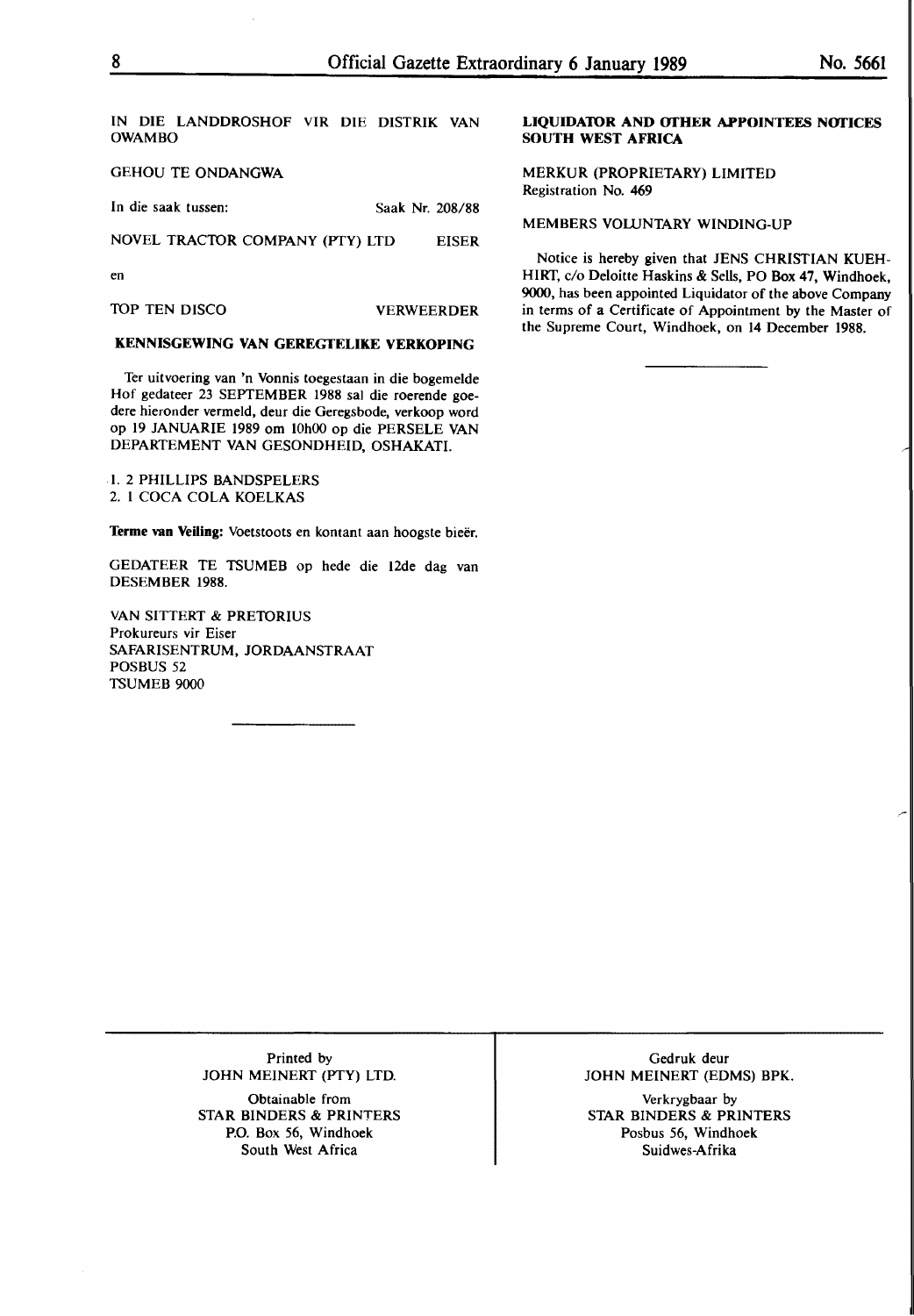IN DIE LANDDROSHOF VIR DIE DISTRIK VAN OWAMBO

GEHOU TE ONDANGWA

In die saak tussen: Saak Nr. 208/88

NOVEL TRACTOR COMPANY (PTY) LTD EISER

en

TOP TEN DISCO VERWEERDER

**KENNISGEWING VAN GEREGTELIKE VERKOPING**

Ter uitvoering van 'n Vonnis toegestaan in die bogemelde Hof gedateer 23 SEPTEMBER 1988 sal die roerende goedere hieronder vermeld, deur die Geregsbode, verkoop word op 19 JANUARIE 1989 om 10h00 op die PERSELE VAN DEPARTEMENT VAN GESONDHEID, OSHAKATI.

1. 2 PHILLIPS BANDSPELERS
2. 1 COCA COLA KOELKAS

**Terme van Veiling:** Voetstoots en kontant aan hoogste bieër.

GEDATEER TE TSUMEB op hede die 12de dag van DESEMBER 1988.

VAN SITTERT & PRETORIUS
Prokureurs vir Eiser
SAFARISENTRUM, JORDAANSTRAAT
POSBUS 52
TSUMEB 9000

---

**LIQUIDATOR AND OTHER APPOINTEES NOTICES SOUTH WEST AFRICA**

MERKUR (PROPRIETARY) LIMITED
Registration No. 469

MEMBERS VOLUNTARY WINDING-UP

Notice is hereby given that JENS CHRISTIAN KUEHHIRT, c/o Deloitte Haskins & Sells, PO Box 47, Windhoek, 9000, has been appointed Liquidator of the above Company in terms of a Certificate of Appointment by the Master of the Supreme Court, Windhoek, on 14 December 1988.

---

Printed by
JOHN MEINERT (PTY) LTD.

Obtainable from
STAR BINDERS & PRINTERS
P.O. Box 56, Windhoek
South West Africa

Gedruk deur
JOHN MEINERT (EDMS) BPK.

Verkrygbaar by
STAR BINDERS & PRINTERS
Posbus 56, Windhoek
Suidwes-Afrika